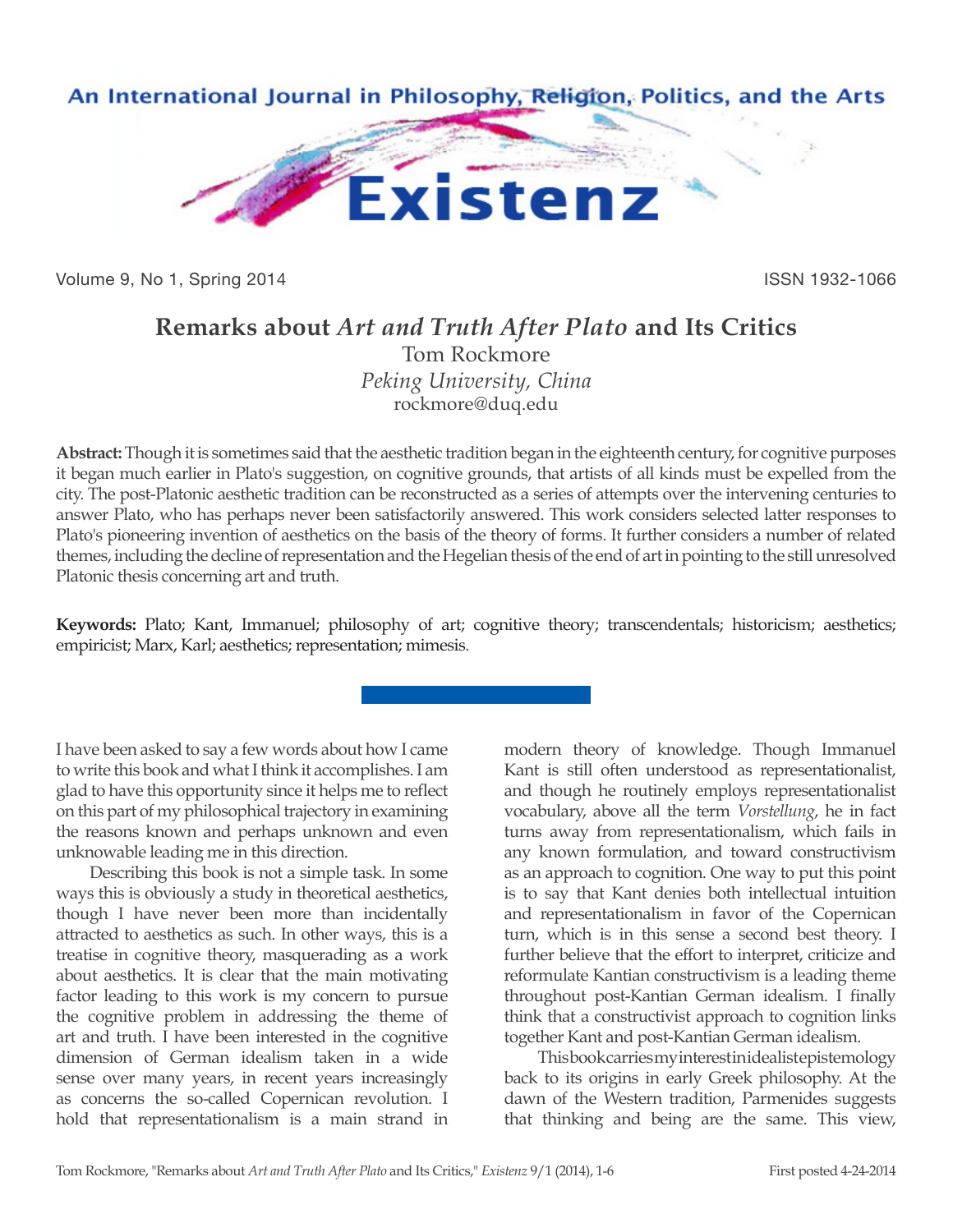# Remarks about *Art and Truth After Plato* and Its Critics

Tom Rockmore
*Peking University, China*
rockmore@duq.edu

**Abstract:** Though it is sometimes said that the aesthetic tradition began in the eighteenth century, for cognitive purposes it began much earlier in Plato's suggestion, on cognitive grounds, that artists of all kinds must be expelled from the city. The post-Platonic aesthetic tradition can be reconstructed as a series of attempts over the intervening centuries to answer Plato, who has perhaps never been satisfactorily answered. This work considers selected latter responses to Plato's pioneering invention of aesthetics on the basis of the theory of forms. It further considers a number of related themes, including the decline of representation and the Hegelian thesis of the end of art in pointing to the still unresolved Platonic thesis concerning art and truth.

**Keywords:** Plato; Kant, Immanuel; philosophy of art; cognitive theory; transcendentals; historicism; aesthetics; empiricist; Marx, Karl; aesthetics; representation; mimesis.

I have been asked to say a few words about how I came to write this book and what I think it accomplishes. I am glad to have this opportunity since it helps me to reflect on this part of my philosophical trajectory in examining the reasons known and perhaps unknown and even unknowable leading me in this direction.

Describing this book is not a simple task. In some ways this is obviously a study in theoretical aesthetics, though I have never been more than incidentally attracted to aesthetics as such. In other ways, this is a treatise in cognitive theory, masquerading as a work about aesthetics. It is clear that the main motivating factor leading to this work is my concern to pursue the cognitive problem in addressing the theme of art and truth. I have been interested in the cognitive dimension of German idealism taken in a wide sense over many years, in recent years increasingly as concerns the so-called Copernican revolution. I hold that representationalism is a main strand in modern theory of knowledge. Though Immanuel Kant is still often understood as representationalist, and though he routinely employs representationalist vocabulary, above all the term *Vorstellung*, he in fact turns away from representationalism, which fails in any known formulation, and toward constructivism as an approach to cognition. One way to put this point is to say that Kant denies both intellectual intuition and representationalism in favor of the Copernican turn, which is in this sense a second best theory. I further believe that the effort to interpret, criticize and reformulate Kantian constructivism is a leading theme throughout post-Kantian German idealism. I finally think that a constructivist approach to cognition links together Kant and post-Kantian German idealism.

This book carries my interest in idealist epistemology back to its origins in early Greek philosophy. At the dawn of the Western tradition, Parmenides suggests that thinking and being are the same. This view,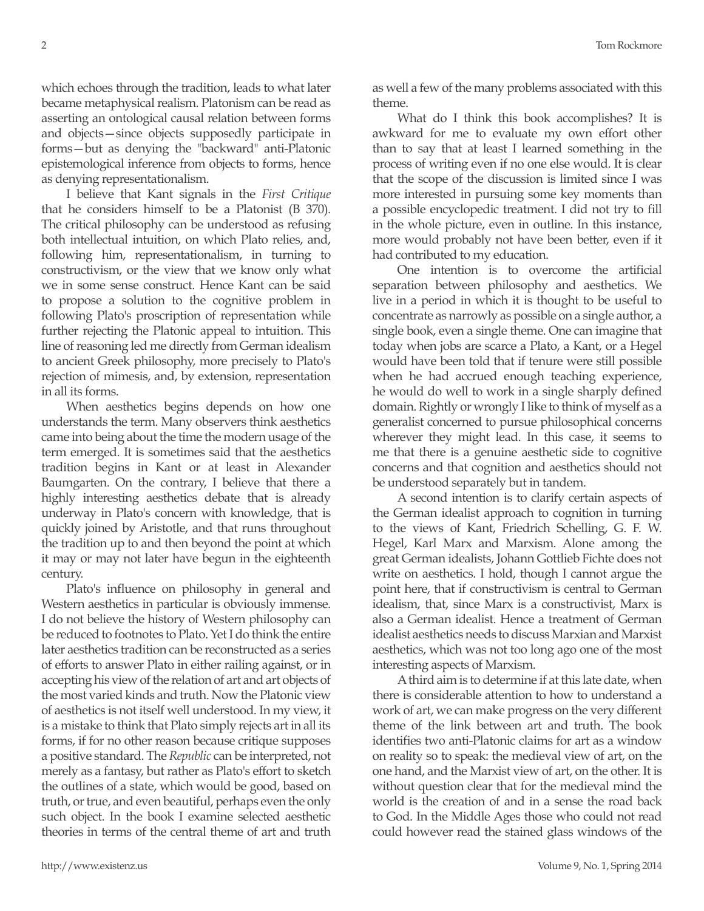which echoes through the tradition, leads to what later became metaphysical realism. Platonism can be read as asserting an ontological causal relation between forms and objects—since objects supposedly participate in forms—but as denying the "backward" anti-Platonic epistemological inference from objects to forms, hence as denying representationalism.

I believe that Kant signals in the *First Critique* that he considers himself to be a Platonist (B 370). The critical philosophy can be understood as refusing both intellectual intuition, on which Plato relies, and, following him, representationalism, in turning to constructivism, or the view that we know only what we in some sense construct. Hence Kant can be said to propose a solution to the cognitive problem in following Plato's proscription of representation while further rejecting the Platonic appeal to intuition. This line of reasoning led me directly from German idealism to ancient Greek philosophy, more precisely to Plato's rejection of mimesis, and, by extension, representation in all its forms.

When aesthetics begins depends on how one understands the term. Many observers think aesthetics came into being about the time the modern usage of the term emerged. It is sometimes said that the aesthetics tradition begins in Kant or at least in Alexander Baumgarten. On the contrary, I believe that there a highly interesting aesthetics debate that is already underway in Plato's concern with knowledge, that is quickly joined by Aristotle, and that runs throughout the tradition up to and then beyond the point at which it may or may not later have begun in the eighteenth century.

Plato's influence on philosophy in general and Western aesthetics in particular is obviously immense. I do not believe the history of Western philosophy can be reduced to footnotes to Plato. Yet I do think the entire later aesthetics tradition can be reconstructed as a series of efforts to answer Plato in either railing against, or in accepting his view of the relation of art and art objects of the most varied kinds and truth. Now the Platonic view of aesthetics is not itself well understood. In my view, it is a mistake to think that Plato simply rejects art in all its forms, if for no other reason because critique supposes a positive standard. The *Republic* can be interpreted, not merely as a fantasy, but rather as Plato's effort to sketch the outlines of a state, which would be good, based on truth, or true, and even beautiful, perhaps even the only such object. In the book I examine selected aesthetic theories in terms of the central theme of art and truth as well a few of the many problems associated with this theme.

What do I think this book accomplishes? It is awkward for me to evaluate my own effort other than to say that at least I learned something in the process of writing even if no one else would. It is clear that the scope of the discussion is limited since I was more interested in pursuing some key moments than a possible encyclopedic treatment. I did not try to fill in the whole picture, even in outline. In this instance, more would probably not have been better, even if it had contributed to my education.

One intention is to overcome the artificial separation between philosophy and aesthetics. We live in a period in which it is thought to be useful to concentrate as narrowly as possible on a single author, a single book, even a single theme. One can imagine that today when jobs are scarce a Plato, a Kant, or a Hegel would have been told that if tenure were still possible when he had accrued enough teaching experience, he would do well to work in a single sharply defined domain. Rightly or wrongly I like to think of myself as a generalist concerned to pursue philosophical concerns wherever they might lead. In this case, it seems to me that there is a genuine aesthetic side to cognitive concerns and that cognition and aesthetics should not be understood separately but in tandem.

A second intention is to clarify certain aspects of the German idealist approach to cognition in turning to the views of Kant, Friedrich Schelling, G. F. W. Hegel, Karl Marx and Marxism. Alone among the great German idealists, Johann Gottlieb Fichte does not write on aesthetics. I hold, though I cannot argue the point here, that if constructivism is central to German idealism, that, since Marx is a constructivist, Marx is also a German idealist. Hence a treatment of German idealist aesthetics needs to discuss Marxian and Marxist aesthetics, which was not too long ago one of the most interesting aspects of Marxism.

A third aim is to determine if at this late date, when there is considerable attention to how to understand a work of art, we can make progress on the very different theme of the link between art and truth. The book identifies two anti-Platonic claims for art as a window on reality so to speak: the medieval view of art, on the one hand, and the Marxist view of art, on the other. It is without question clear that for the medieval mind the world is the creation of and in a sense the road back to God. In the Middle Ages those who could not read could however read the stained glass windows of the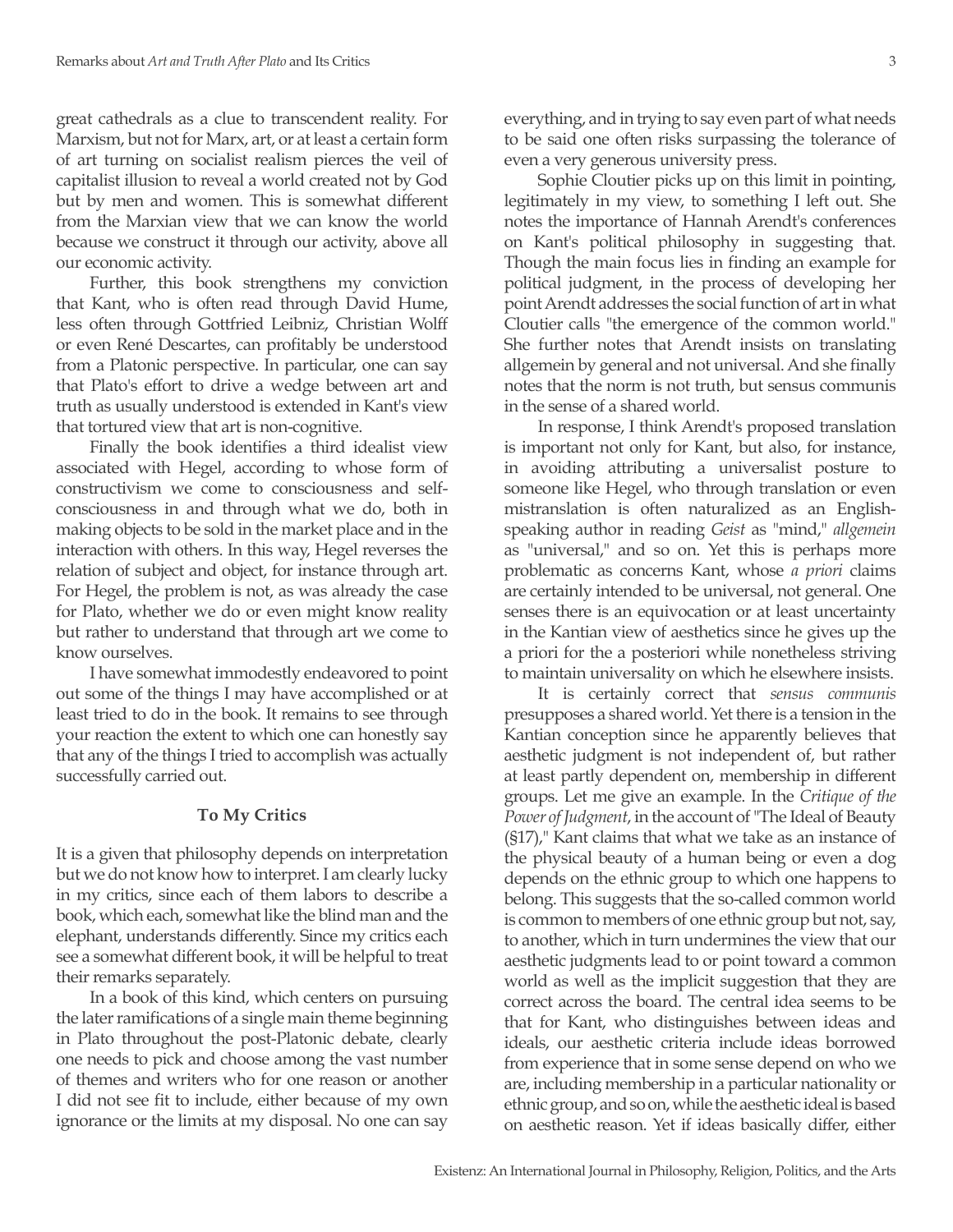great cathedrals as a clue to transcendent reality. For Marxism, but not for Marx, art, or at least a certain form of art turning on socialist realism pierces the veil of capitalist illusion to reveal a world created not by God but by men and women. This is somewhat different from the Marxian view that we can know the world because we construct it through our activity, above all our economic activity.

Further, this book strengthens my conviction that Kant, who is often read through David Hume, less often through Gottfried Leibniz, Christian Wolff or even René Descartes, can profitably be understood from a Platonic perspective. In particular, one can say that Plato's effort to drive a wedge between art and truth as usually understood is extended in Kant's view that tortured view that art is non-cognitive.

Finally the book identifies a third idealist view associated with Hegel, according to whose form of constructivism we come to consciousness and self-consciousness in and through what we do, both in making objects to be sold in the market place and in the interaction with others. In this way, Hegel reverses the relation of subject and object, for instance through art. For Hegel, the problem is not, as was already the case for Plato, whether we do or even might know reality but rather to understand that through art we come to know ourselves.

I have somewhat immodestly endeavored to point out some of the things I may have accomplished or at least tried to do in the book. It remains to see through your reaction the extent to which one can honestly say that any of the things I tried to accomplish was actually successfully carried out.

## To My Critics

It is a given that philosophy depends on interpretation but we do not know how to interpret. I am clearly lucky in my critics, since each of them labors to describe a book, which each, somewhat like the blind man and the elephant, understands differently. Since my critics each see a somewhat different book, it will be helpful to treat their remarks separately.

In a book of this kind, which centers on pursuing the later ramifications of a single main theme beginning in Plato throughout the post-Platonic debate, clearly one needs to pick and choose among the vast number of themes and writers who for one reason or another I did not see fit to include, either because of my own ignorance or the limits at my disposal. No one can say everything, and in trying to say even part of what needs to be said one often risks surpassing the tolerance of even a very generous university press.

Sophie Cloutier picks up on this limit in pointing, legitimately in my view, to something I left out. She notes the importance of Hannah Arendt's conferences on Kant's political philosophy in suggesting that. Though the main focus lies in finding an example for political judgment, in the process of developing her point Arendt addresses the social function of art in what Cloutier calls "the emergence of the common world." She further notes that Arendt insists on translating allgemein by general and not universal. And she finally notes that the norm is not truth, but sensus communis in the sense of a shared world.

In response, I think Arendt's proposed translation is important not only for Kant, but also, for instance, in avoiding attributing a universalist posture to someone like Hegel, who through translation or even mistranslation is often naturalized as an English-speaking author in reading *Geist* as "mind," *allgemein* as "universal," and so on. Yet this is perhaps more problematic as concerns Kant, whose *a priori* claims are certainly intended to be universal, not general. One senses there is an equivocation or at least uncertainty in the Kantian view of aesthetics since he gives up the a priori for the a posteriori while nonetheless striving to maintain universality on which he elsewhere insists.

It is certainly correct that *sensus communis* presupposes a shared world. Yet there is a tension in the Kantian conception since he apparently believes that aesthetic judgment is not independent of, but rather at least partly dependent on, membership in different groups. Let me give an example. In the *Critique of the Power of Judgment*, in the account of "The Ideal of Beauty (§17)," Kant claims that what we take as an instance of the physical beauty of a human being or even a dog depends on the ethnic group to which one happens to belong. This suggests that the so-called common world is common to members of one ethnic group but not, say, to another, which in turn undermines the view that our aesthetic judgments lead to or point toward a common world as well as the implicit suggestion that they are correct across the board. The central idea seems to be that for Kant, who distinguishes between ideas and ideals, our aesthetic criteria include ideas borrowed from experience that in some sense depend on who we are, including membership in a particular nationality or ethnic group, and so on, while the aesthetic ideal is based on aesthetic reason. Yet if ideas basically differ, either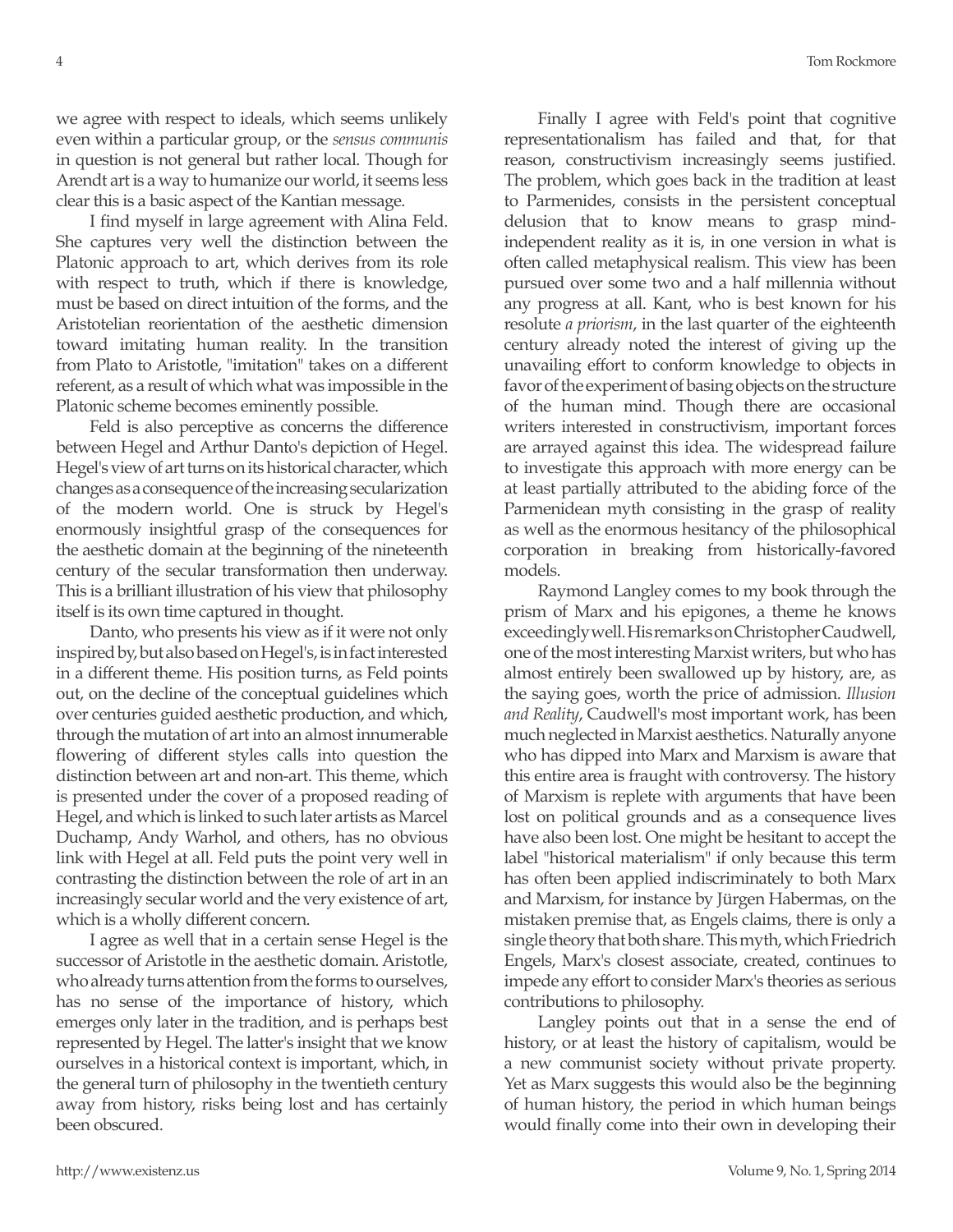we agree with respect to ideals, which seems unlikely even within a particular group, or the *sensus communis* in question is not general but rather local. Though for Arendt art is a way to humanize our world, it seems less clear this is a basic aspect of the Kantian message.

I find myself in large agreement with Alina Feld. She captures very well the distinction between the Platonic approach to art, which derives from its role with respect to truth, which if there is knowledge, must be based on direct intuition of the forms, and the Aristotelian reorientation of the aesthetic dimension toward imitating human reality. In the transition from Plato to Aristotle, "imitation" takes on a different referent, as a result of which what was impossible in the Platonic scheme becomes eminently possible.

Feld is also perceptive as concerns the difference between Hegel and Arthur Danto's depiction of Hegel. Hegel's view of art turns on its historical character, which changes as a consequence of the increasing secularization of the modern world. One is struck by Hegel's enormously insightful grasp of the consequences for the aesthetic domain at the beginning of the nineteenth century of the secular transformation then underway. This is a brilliant illustration of his view that philosophy itself is its own time captured in thought.

Danto, who presents his view as if it were not only inspired by, but also based on Hegel's, is in fact interested in a different theme. His position turns, as Feld points out, on the decline of the conceptual guidelines which over centuries guided aesthetic production, and which, through the mutation of art into an almost innumerable flowering of different styles calls into question the distinction between art and non-art. This theme, which is presented under the cover of a proposed reading of Hegel, and which is linked to such later artists as Marcel Duchamp, Andy Warhol, and others, has no obvious link with Hegel at all. Feld puts the point very well in contrasting the distinction between the role of art in an increasingly secular world and the very existence of art, which is a wholly different concern.

I agree as well that in a certain sense Hegel is the successor of Aristotle in the aesthetic domain. Aristotle, who already turns attention from the forms to ourselves, has no sense of the importance of history, which emerges only later in the tradition, and is perhaps best represented by Hegel. The latter's insight that we know ourselves in a historical context is important, which, in the general turn of philosophy in the twentieth century away from history, risks being lost and has certainly been obscured.

Finally I agree with Feld's point that cognitive representationalism has failed and that, for that reason, constructivism increasingly seems justified. The problem, which goes back in the tradition at least to Parmenides, consists in the persistent conceptual delusion that to know means to grasp mind-independent reality as it is, in one version in what is often called metaphysical realism. This view has been pursued over some two and a half millennia without any progress at all. Kant, who is best known for his resolute *a priorism*, in the last quarter of the eighteenth century already noted the interest of giving up the unavailing effort to conform knowledge to objects in favor of the experiment of basing objects on the structure of the human mind. Though there are occasional writers interested in constructivism, important forces are arrayed against this idea. The widespread failure to investigate this approach with more energy can be at least partially attributed to the abiding force of the Parmenidean myth consisting in the grasp of reality as well as the enormous hesitancy of the philosophical corporation in breaking from historically-favored models.

Raymond Langley comes to my book through the prism of Marx and his epigones, a theme he knows exceedingly well. His remarks on Christopher Caudwell, one of the most interesting Marxist writers, but who has almost entirely been swallowed up by history, are, as the saying goes, worth the price of admission. *Illusion and Reality*, Caudwell's most important work, has been much neglected in Marxist aesthetics. Naturally anyone who has dipped into Marx and Marxism is aware that this entire area is fraught with controversy. The history of Marxism is replete with arguments that have been lost on political grounds and as a consequence lives have also been lost. One might be hesitant to accept the label "historical materialism" if only because this term has often been applied indiscriminately to both Marx and Marxism, for instance by Jürgen Habermas, on the mistaken premise that, as Engels claims, there is only a single theory that both share. This myth, which Friedrich Engels, Marx's closest associate, created, continues to impede any effort to consider Marx's theories as serious contributions to philosophy.

Langley points out that in a sense the end of history, or at least the history of capitalism, would be a new communist society without private property. Yet as Marx suggests this would also be the beginning of human history, the period in which human beings would finally come into their own in developing their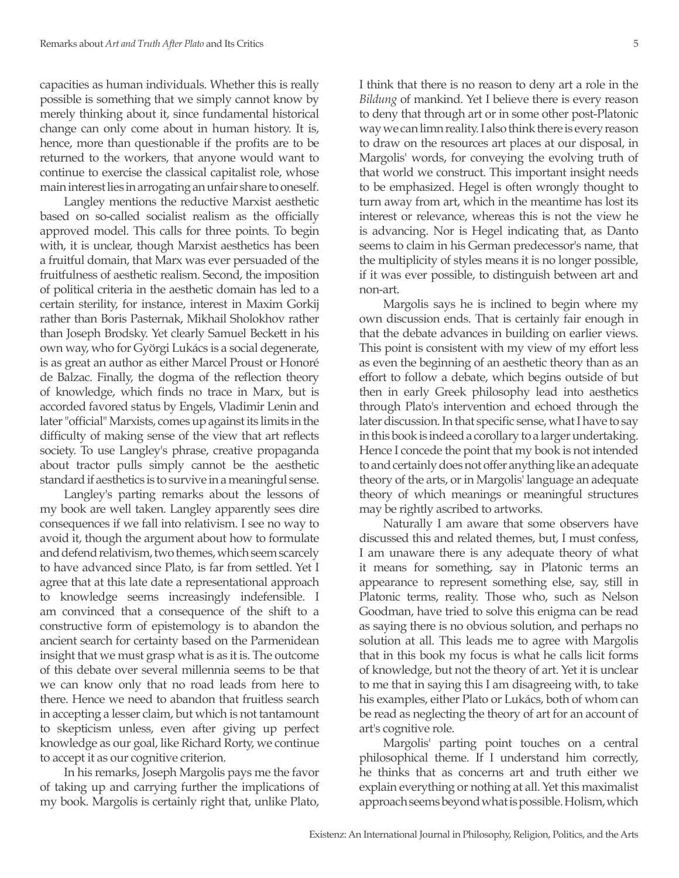capacities as human individuals. Whether this is really possible is something that we simply cannot know by merely thinking about it, since fundamental historical change can only come about in human history. It is, hence, more than questionable if the profits are to be returned to the workers, that anyone would want to continue to exercise the classical capitalist role, whose main interest lies in arrogating an unfair share to oneself.

Langley mentions the reductive Marxist aesthetic based on so-called socialist realism as the officially approved model. This calls for three points. To begin with, it is unclear, though Marxist aesthetics has been a fruitful domain, that Marx was ever persuaded of the fruitfulness of aesthetic realism. Second, the imposition of political criteria in the aesthetic domain has led to a certain sterility, for instance, interest in Maxim Gorkij rather than Boris Pasternak, Mikhail Sholokhov rather than Joseph Brodsky. Yet clearly Samuel Beckett in his own way, who for Györgi Lukács is a social degenerate, is as great an author as either Marcel Proust or Honoré de Balzac. Finally, the dogma of the reflection theory of knowledge, which finds no trace in Marx, but is accorded favored status by Engels, Vladimir Lenin and later "official" Marxists, comes up against its limits in the difficulty of making sense of the view that art reflects society. To use Langley's phrase, creative propaganda about tractor pulls simply cannot be the aesthetic standard if aesthetics is to survive in a meaningful sense.

Langley's parting remarks about the lessons of my book are well taken. Langley apparently sees dire consequences if we fall into relativism. I see no way to avoid it, though the argument about how to formulate and defend relativism, two themes, which seem scarcely to have advanced since Plato, is far from settled. Yet I agree that at this late date a representational approach to knowledge seems increasingly indefensible. I am convinced that a consequence of the shift to a constructive form of epistemology is to abandon the ancient search for certainty based on the Parmenidean insight that we must grasp what is as it is. The outcome of this debate over several millennia seems to be that we can know only that no road leads from here to there. Hence we need to abandon that fruitless search in accepting a lesser claim, but which is not tantamount to skepticism unless, even after giving up perfect knowledge as our goal, like Richard Rorty, we continue to accept it as our cognitive criterion.

In his remarks, Joseph Margolis pays me the favor of taking up and carrying further the implications of my book. Margolis is certainly right that, unlike Plato, I think that there is no reason to deny art a role in the *Bildung* of mankind. Yet I believe there is every reason to deny that through art or in some other post-Platonic way we can limn reality. I also think there is every reason to draw on the resources art places at our disposal, in Margolis' words, for conveying the evolving truth of that world we construct. This important insight needs to be emphasized. Hegel is often wrongly thought to turn away from art, which in the meantime has lost its interest or relevance, whereas this is not the view he is advancing. Nor is Hegel indicating that, as Danto seems to claim in his German predecessor's name, that the multiplicity of styles means it is no longer possible, if it was ever possible, to distinguish between art and non-art.

Margolis says he is inclined to begin where my own discussion ends. That is certainly fair enough in that the debate advances in building on earlier views. This point is consistent with my view of my effort less as even the beginning of an aesthetic theory than as an effort to follow a debate, which begins outside of but then in early Greek philosophy lead into aesthetics through Plato's intervention and echoed through the later discussion. In that specific sense, what I have to say in this book is indeed a corollary to a larger undertaking. Hence I concede the point that my book is not intended to and certainly does not offer anything like an adequate theory of the arts, or in Margolis' language an adequate theory of which meanings or meaningful structures may be rightly ascribed to artworks.

Naturally I am aware that some observers have discussed this and related themes, but, I must confess, I am unaware there is any adequate theory of what it means for something, say in Platonic terms an appearance to represent something else, say, still in Platonic terms, reality. Those who, such as Nelson Goodman, have tried to solve this enigma can be read as saying there is no obvious solution, and perhaps no solution at all. This leads me to agree with Margolis that in this book my focus is what he calls licit forms of knowledge, but not the theory of art. Yet it is unclear to me that in saying this I am disagreeing with, to take his examples, either Plato or Lukács, both of whom can be read as neglecting the theory of art for an account of art's cognitive role.

Margolis' parting point touches on a central philosophical theme. If I understand him correctly, he thinks that as concerns art and truth either we explain everything or nothing at all. Yet this maximalist approach seems beyond what is possible. Holism, which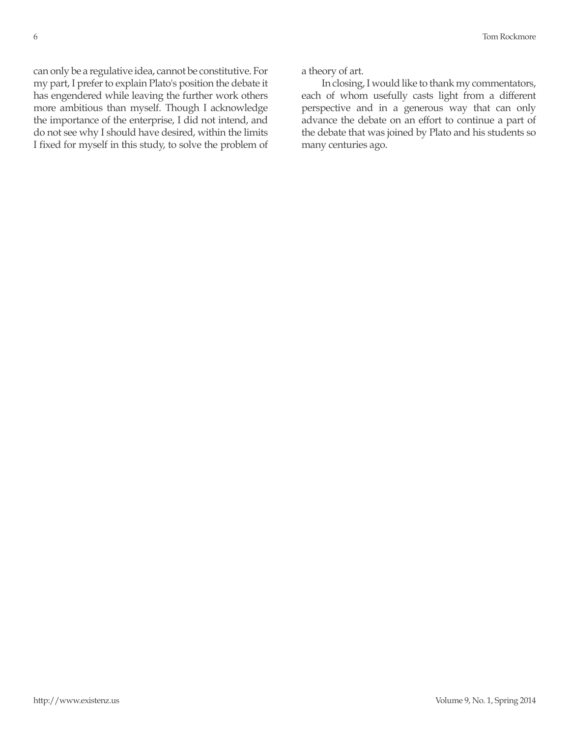can only be a regulative idea, cannot be constitutive. For my part, I prefer to explain Plato's position the debate it has engendered while leaving the further work others more ambitious than myself. Though I acknowledge the importance of the enterprise, I did not intend, and do not see why I should have desired, within the limits I fixed for myself in this study, to solve the problem of a theory of art.

In closing, I would like to thank my commentators, each of whom usefully casts light from a different perspective and in a generous way that can only advance the debate on an effort to continue a part of the debate that was joined by Plato and his students so many centuries ago.